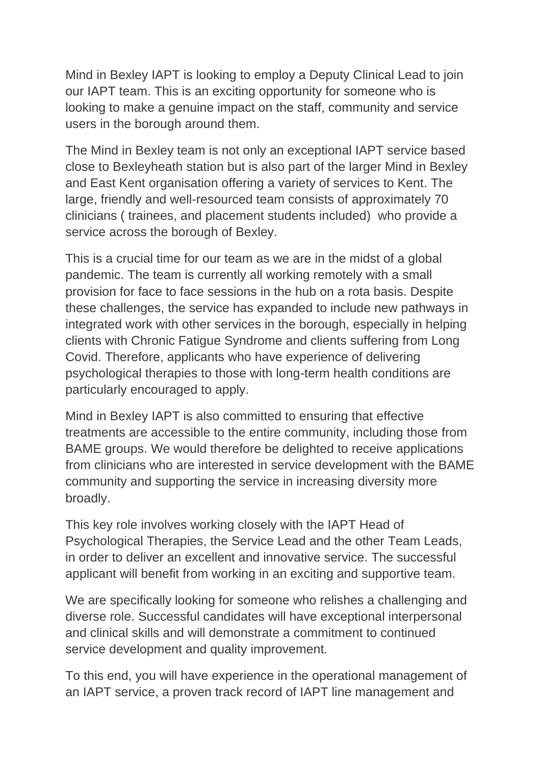Mind in Bexley IAPT is looking to employ a Deputy Clinical Lead to join our IAPT team. This is an exciting opportunity for someone who is looking to make a genuine impact on the staff, community and service users in the borough around them.

The Mind in Bexley team is not only an exceptional IAPT service based close to Bexleyheath station but is also part of the larger Mind in Bexley and East Kent organisation offering a variety of services to Kent. The large, friendly and well-resourced team consists of approximately 70 clinicians ( trainees, and placement students included) who provide a service across the borough of Bexley.

This is a crucial time for our team as we are in the midst of a global pandemic. The team is currently all working remotely with a small provision for face to face sessions in the hub on a rota basis. Despite these challenges, the service has expanded to include new pathways in integrated work with other services in the borough, especially in helping clients with Chronic Fatigue Syndrome and clients suffering from Long Covid. Therefore, applicants who have experience of delivering psychological therapies to those with long-term health conditions are particularly encouraged to apply.

Mind in Bexley IAPT is also committed to ensuring that effective treatments are accessible to the entire community, including those from BAME groups. We would therefore be delighted to receive applications from clinicians who are interested in service development with the BAME community and supporting the service in increasing diversity more broadly.

This key role involves working closely with the IAPT Head of Psychological Therapies, the Service Lead and the other Team Leads, in order to deliver an excellent and innovative service. The successful applicant will benefit from working in an exciting and supportive team.

We are specifically looking for someone who relishes a challenging and diverse role. Successful candidates will have exceptional interpersonal and clinical skills and will demonstrate a commitment to continued service development and quality improvement.

To this end, you will have experience in the operational management of an IAPT service, a proven track record of IAPT line management and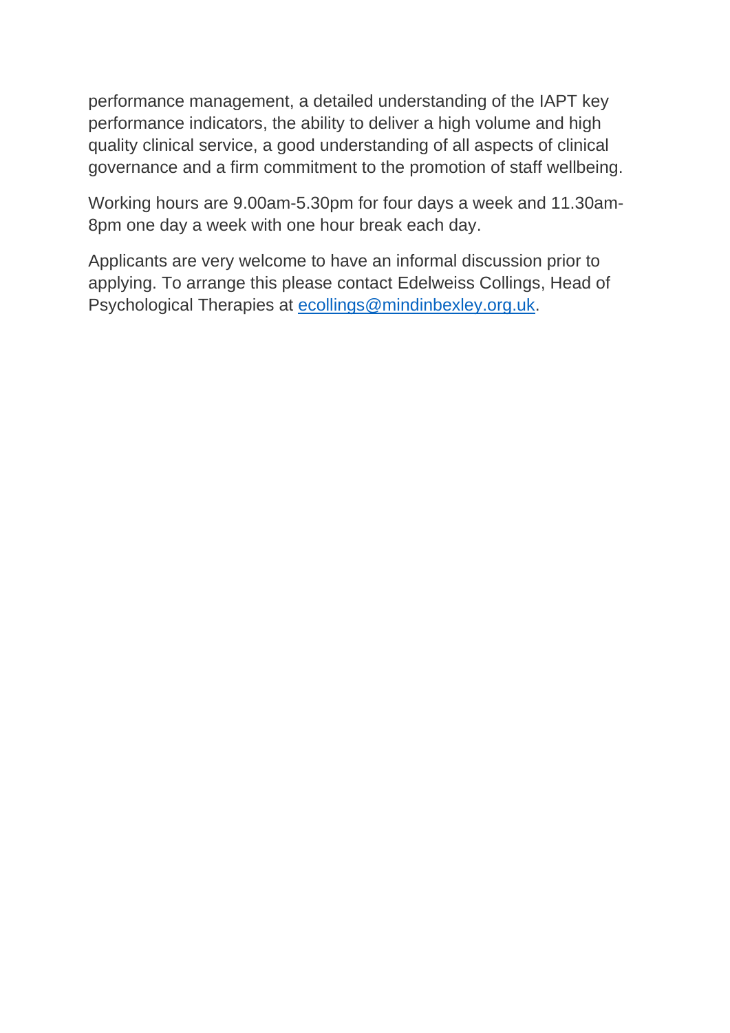performance management, a detailed understanding of the IAPT key performance indicators, the ability to deliver a high volume and high quality clinical service, a good understanding of all aspects of clinical governance and a firm commitment to the promotion of staff wellbeing.

Working hours are 9.00am-5.30pm for four days a week and 11.30am-8pm one day a week with one hour break each day.

Applicants are very welcome to have an informal discussion prior to applying. To arrange this please contact Edelweiss Collings, Head of Psychological Therapies at ecollings@mindinbexley.org.uk.